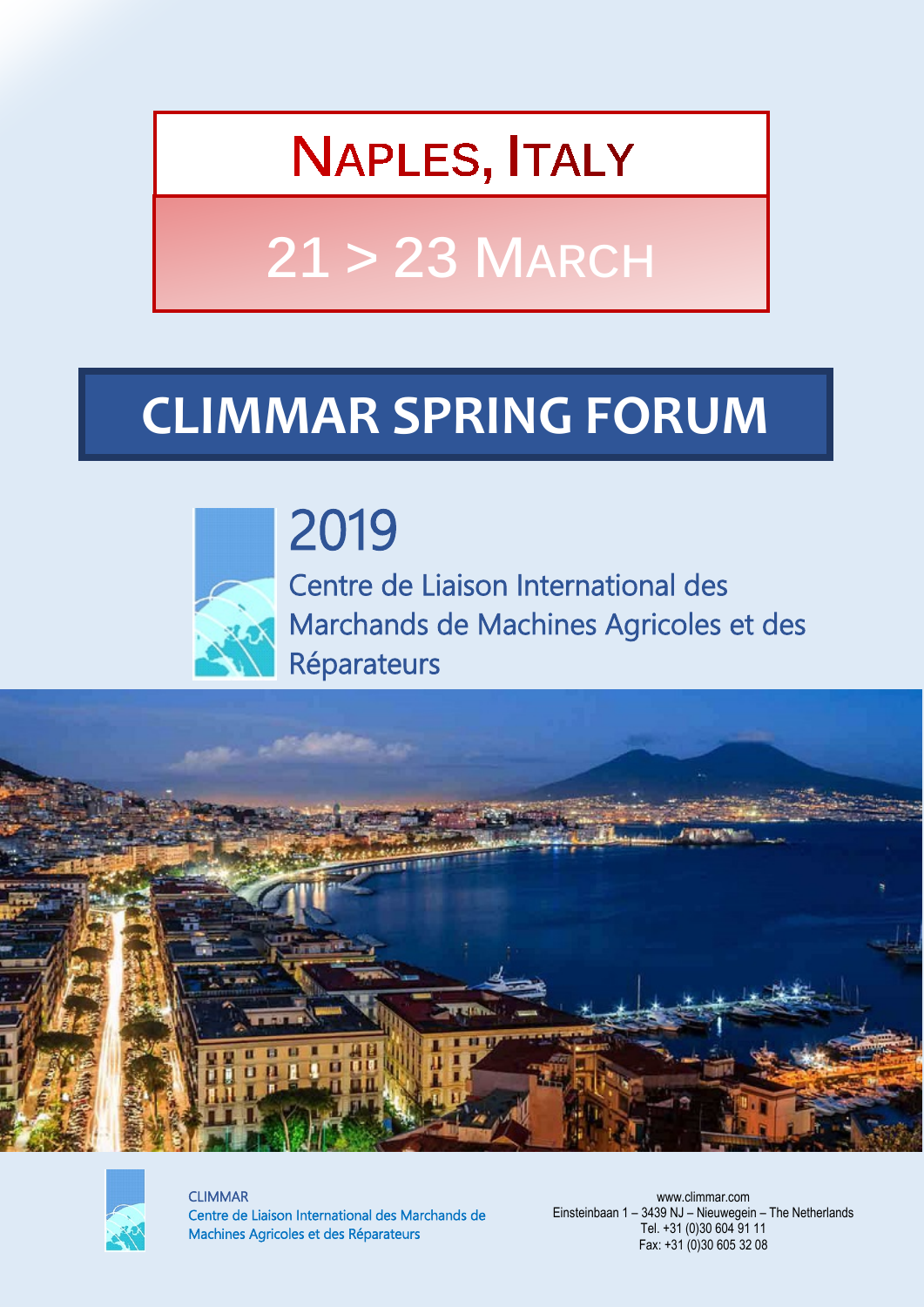# Naples, Italy

## 21 > 23 March

# CLIMMAR SPRING FORUM

## 2019

Centre de Liaison International des Marchands de Machines Agricoles et des Réparateurs

CLIMMAR
Centre de Liaison International des Marchands de Machines Agricoles et des Réparateurs

www.climmar.com
Einsteinbaan 1 – 3439 NJ – Nieuwegein – The Netherlands
Tel. +31 (0)30 604 91 11
Fax: +31 (0)30 605 32 08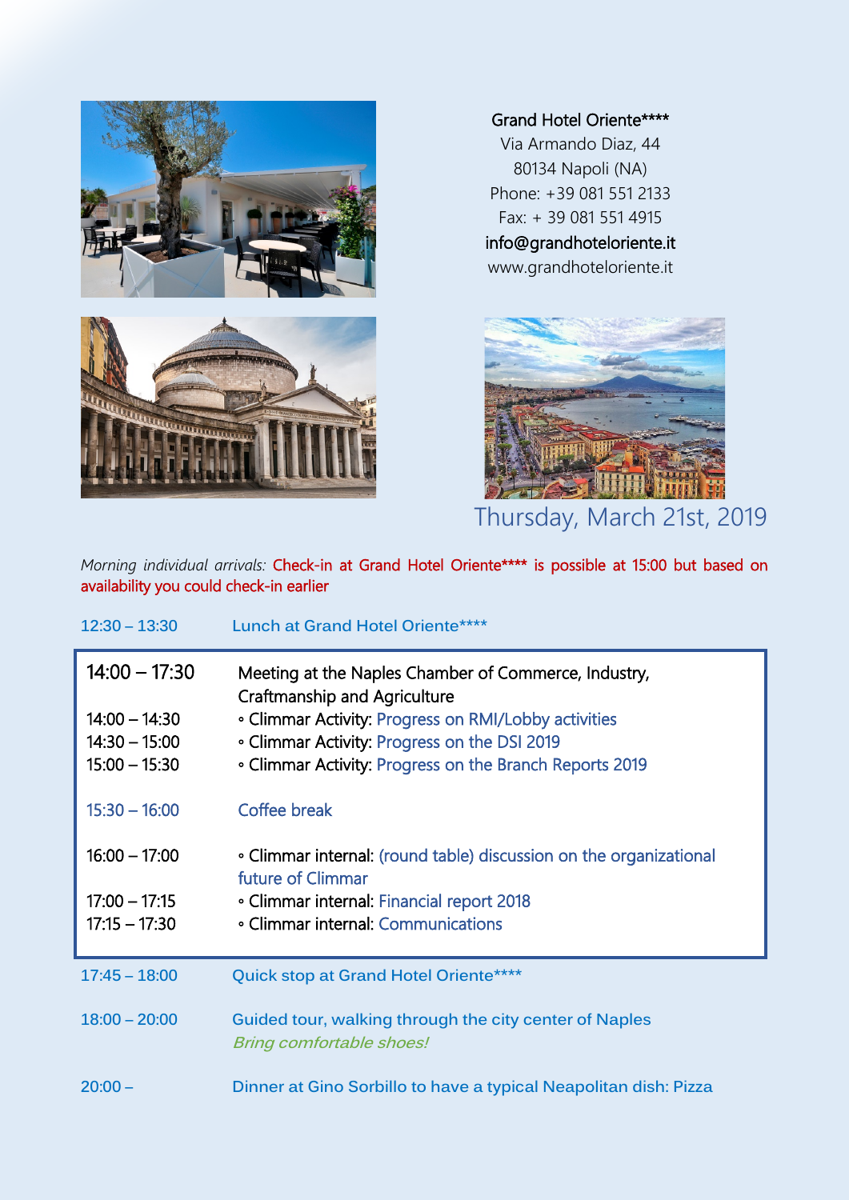Grand Hotel Oriente****
Via Armando Diaz, 44
80134 Napoli (NA)
Phone: +39 081 551 2133
Fax: + 39 081 551 4915
info@grandhoteloriente.it
www.grandhoteloriente.it

## Thursday, March 21st, 2019

*Morning individual arrivals:* Check-in at Grand Hotel Oriente**** is possible at 15:00 but based on availability you could check-in earlier

| | |
|---|---|
| 12:30 – 13:30 | Lunch at Grand Hotel Oriente**** |
| **14:00 – 17:30** | **Meeting at the Naples Chamber of Commerce, Industry, Craftmanship and Agriculture** |
| 14:00 – 14:30 | ◦ Climmar Activity: Progress on RMI/Lobby activities |
| 14:30 – 15:00 | ◦ Climmar Activity: Progress on the DSI 2019 |
| 15:00 – 15:30 | ◦ Climmar Activity: Progress on the Branch Reports 2019 |
| 15:30 – 16:00 | Coffee break |
| 16:00 – 17:00 | ◦ Climmar internal: (round table) discussion on the organizational future of Climmar |
| 17:00 – 17:15 | ◦ Climmar internal: Financial report 2018 |
| 17:15 – 17:30 | ◦ Climmar internal: Communications |
| 17:45 – 18:00 | Quick stop at Grand Hotel Oriente**** |
| 18:00 – 20:00 | Guided tour, walking through the city center of Naples *Bring comfortable shoes!* |
| 20:00 – | Dinner at Gino Sorbillo to have a typical Neapolitan dish: Pizza |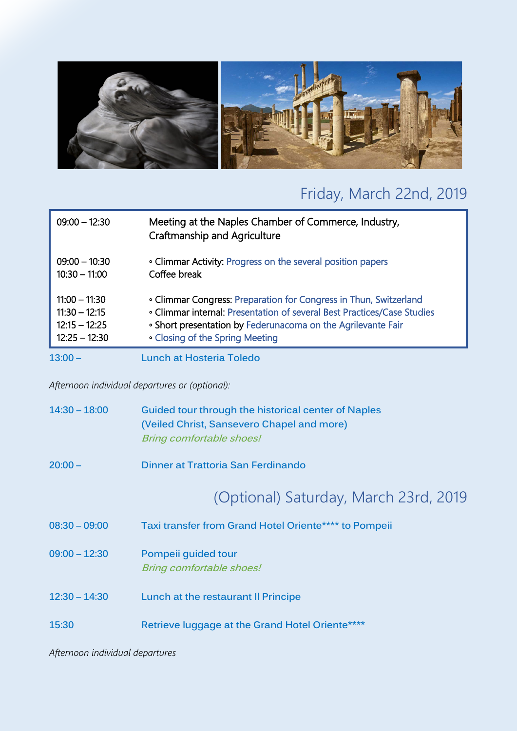## Friday, March 22nd, 2019

| | |
|---|---|
| 09:00 – 12:30 | Meeting at the Naples Chamber of Commerce, Industry, Craftmanship and Agriculture |
| 09:00 – 10:30 | ◦ Climmar Activity: Progress on the several position papers |
| 10:30 – 11:00 | Coffee break |
| 11:00 – 11:30 | ◦ Climmar Congress: Preparation for Congress in Thun, Switzerland |
| 11:30 – 12:15 | ◦ Climmar internal: Presentation of several Best Practices/Case Studies |
| 12:15 – 12:25 | ◦ Short presentation by Federunacoma on the Agrilevante Fair |
| 12:25 – 12:30 | ◦ Closing of the Spring Meeting |

13:00 – Lunch at Hosteria Toledo

*Afternoon individual departures or (optional):*

14:30 – 18:00 Guided tour through the historical center of Naples (Veiled Christ, Sansevero Chapel and more)
*Bring comfortable shoes!*

20:00 – Dinner at Trattoria San Ferdinando

## (Optional) Saturday, March 23rd, 2019

08:30 – 09:00 Taxi transfer from Grand Hotel Oriente**** to Pompeii

09:00 – 12:30 Pompeii guided tour
*Bring comfortable shoes!*

12:30 – 14:30 Lunch at the restaurant Il Principe

15:30 Retrieve luggage at the Grand Hotel Oriente****

*Afternoon individual departures*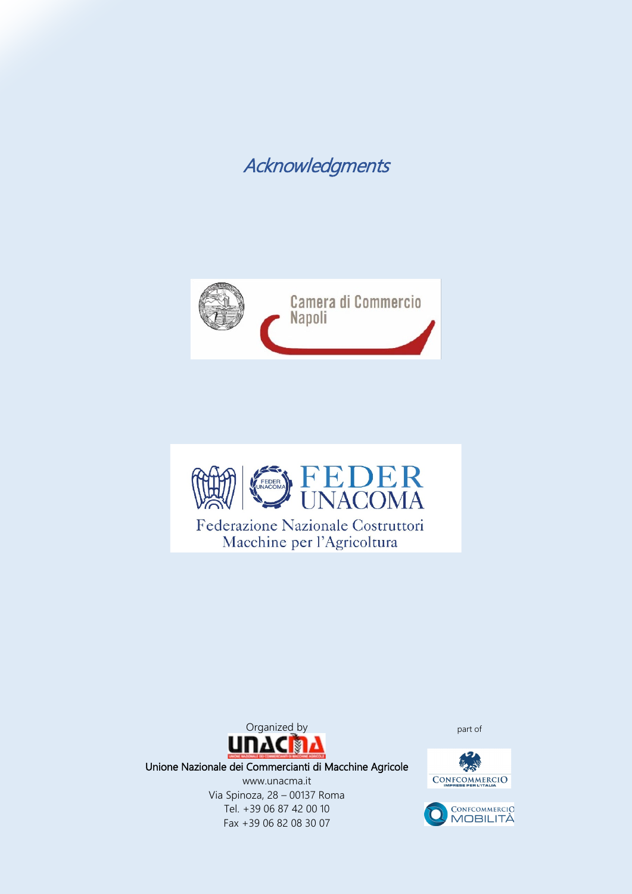# Acknowledgments

Camera di Commercio Napoli

FEDER UNACOMA

Federazione Nazionale Costruttori Macchine per l'Agricoltura

Organized by

UNACMA

Unione Nazionale dei Commercianti di Macchine Agricole

www.unacma.it

Via Spinoza, 28 – 00137 Roma

Tel. +39 06 87 42 00 10

Fax +39 06 82 08 30 07

part of

CONFCOMMERCIO IMPRESE PER L'ITALIA

CONFCOMMERCIO MOBILITÀ